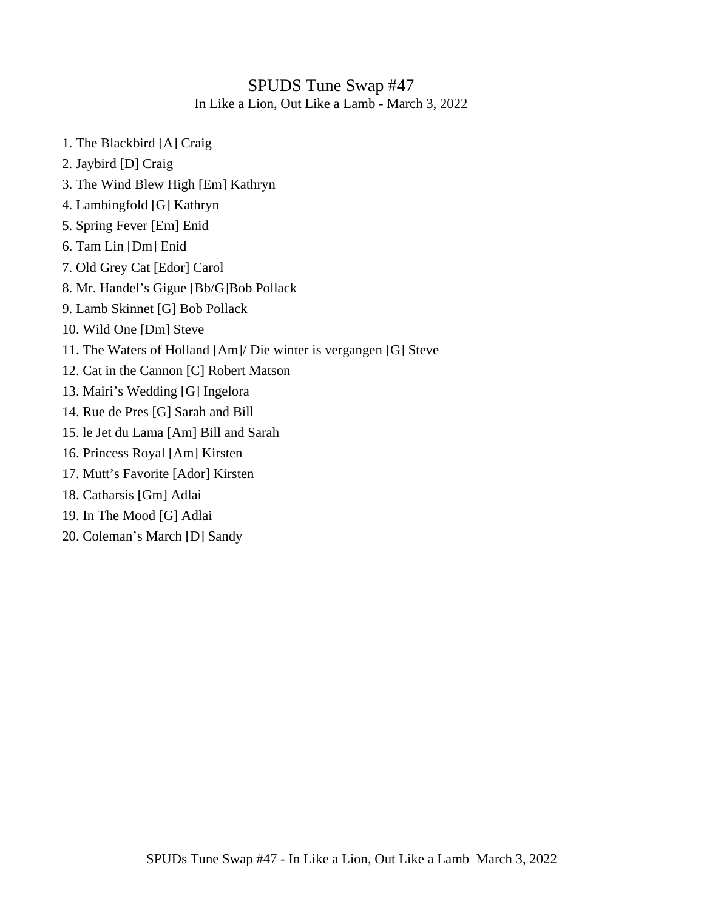# SPUDS Tune Swap #47

In Like a Lion, Out Like a Lamb - March 3, 2022

1. The Blackbird [A] Craig
2. Jaybird [D] Craig
3. The Wind Blew High [Em] Kathryn
4. Lambingfold [G] Kathryn
5. Spring Fever [Em] Enid
6. Tam Lin [Dm] Enid
7. Old Grey Cat [Edor] Carol
8. Mr. Handel's Gigue [Bb/G]Bob Pollack
9. Lamb Skinnet [G] Bob Pollack
10. Wild One [Dm] Steve
11. The Waters of Holland [Am]/ Die winter is vergangen [G] Steve
12. Cat in the Cannon [C] Robert Matson
13. Mairi's Wedding [G] Ingelora
14. Rue de Pres [G] Sarah and Bill
15. le Jet du Lama [Am] Bill and Sarah
16. Princess Royal [Am] Kirsten
17. Mutt's Favorite [Ador] Kirsten
18. Catharsis [Gm] Adlai
19. In The Mood [G] Adlai
20. Coleman's March [D] Sandy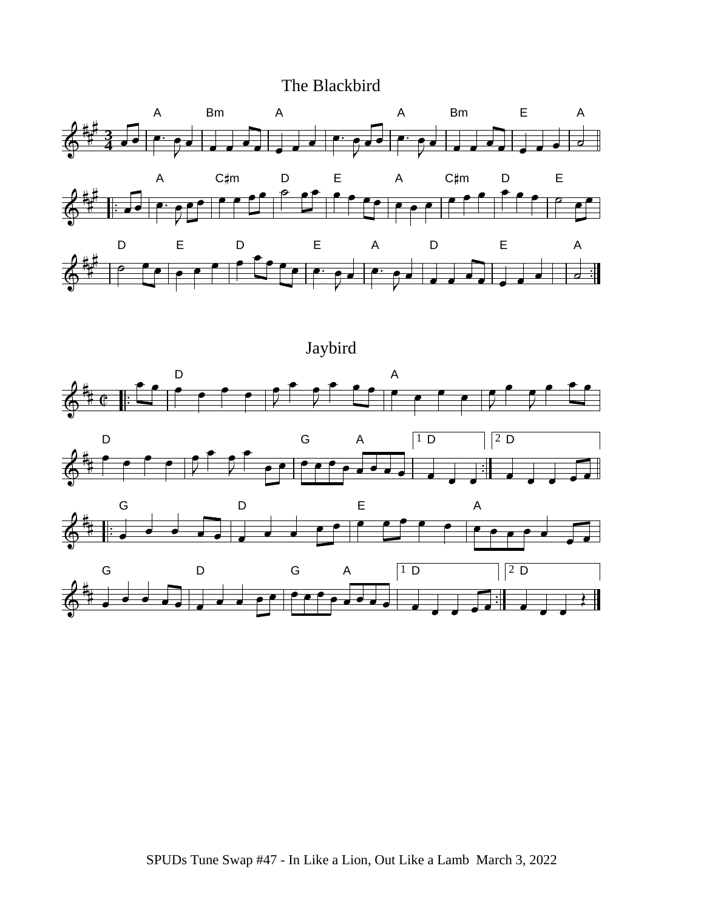# The Blackbird

# Jaybird

SPUDs Tune Swap #47 - In Like a Lion, Out Like a Lamb March 3, 2022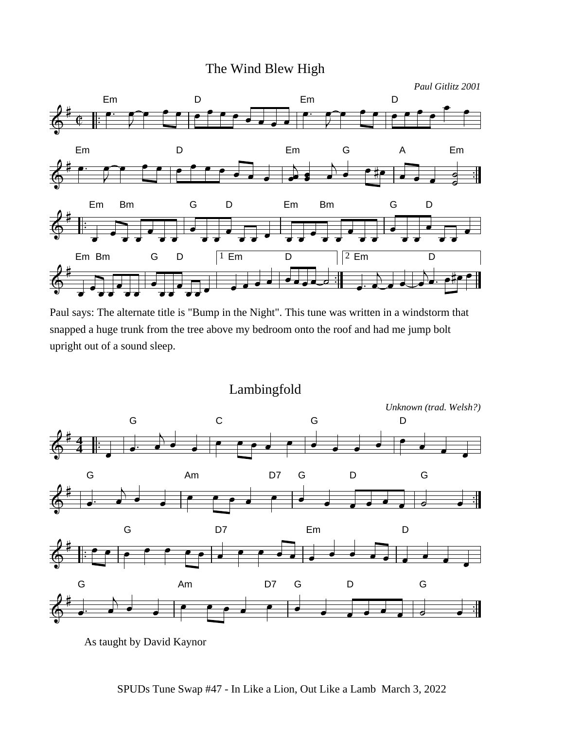## The Wind Blew High

*Paul Gitlitz 2001*

Paul says: The alternate title is "Bump in the Night". This tune was written in a windstorm that snapped a huge trunk from the tree above my bedroom onto the roof and had me jump bolt upright out of a sound sleep.

## Lambingfold

*Unknown (trad. Welsh?)*

As taught by David Kaynor

SPUDs Tune Swap #47 - In Like a Lion, Out Like a Lamb March 3, 2022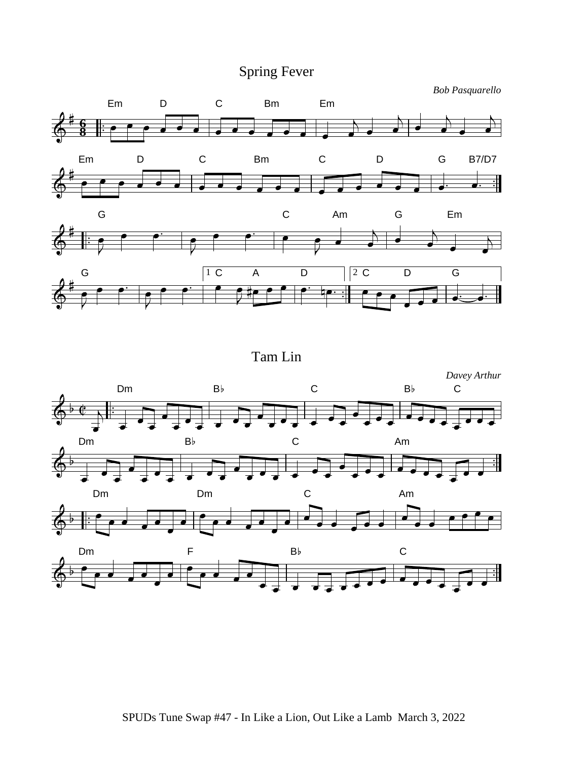## Spring Fever

*Bob Pasquarello*

## Tam Lin

*Davey Arthur*

SPUDs Tune Swap #47 - In Like a Lion, Out Like a Lamb March 3, 2022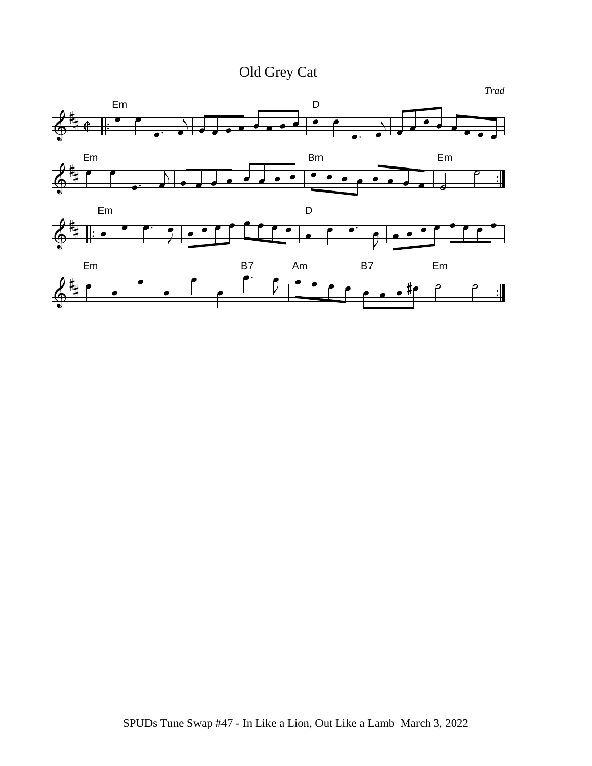# Old Grey Cat

*Trad*

SPUDs Tune Swap #47 - In Like a Lion, Out Like a Lamb  March 3, 2022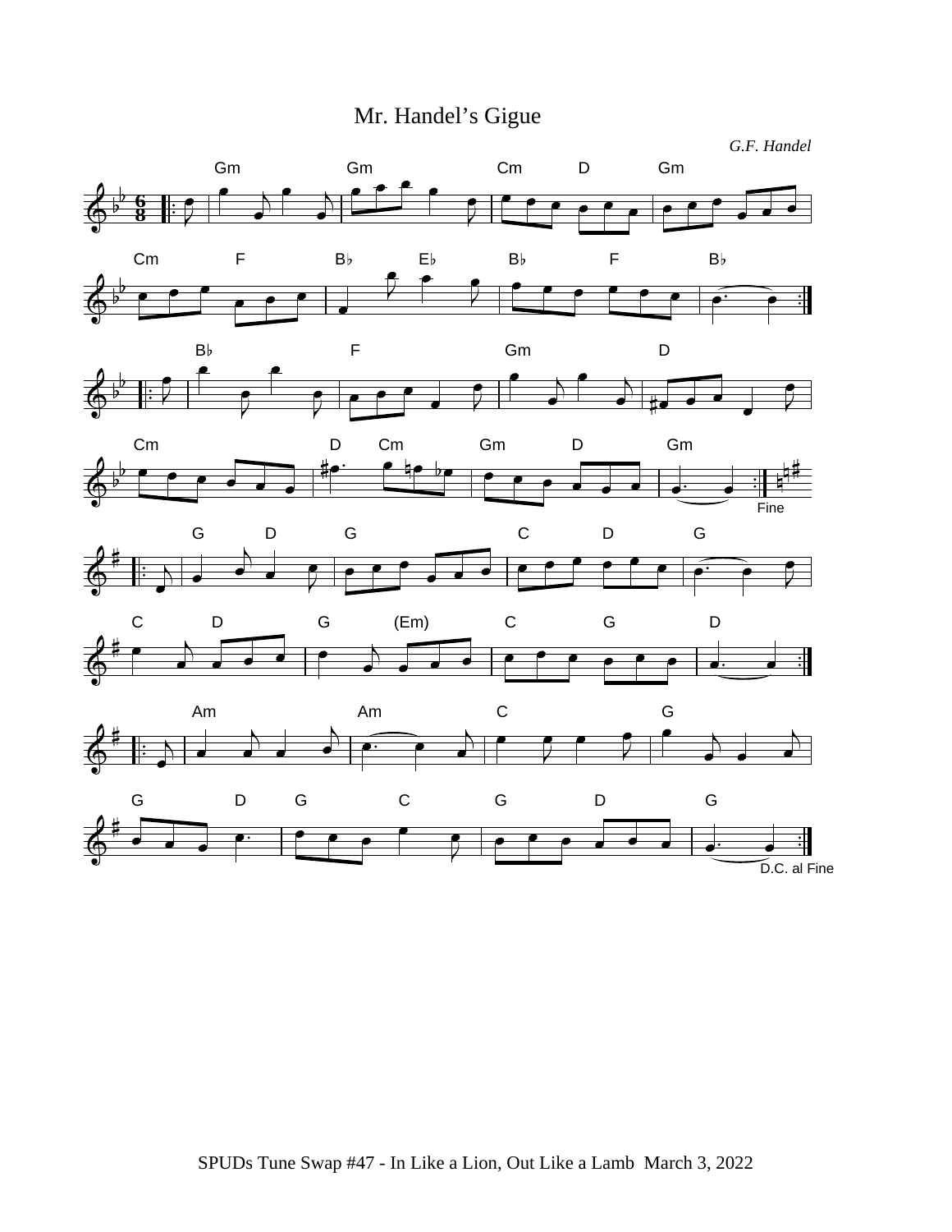# Mr. Handel's Gigue

*G.F. Handel*

SPUDs Tune Swap #47 - In Like a Lion, Out Like a Lamb March 3, 2022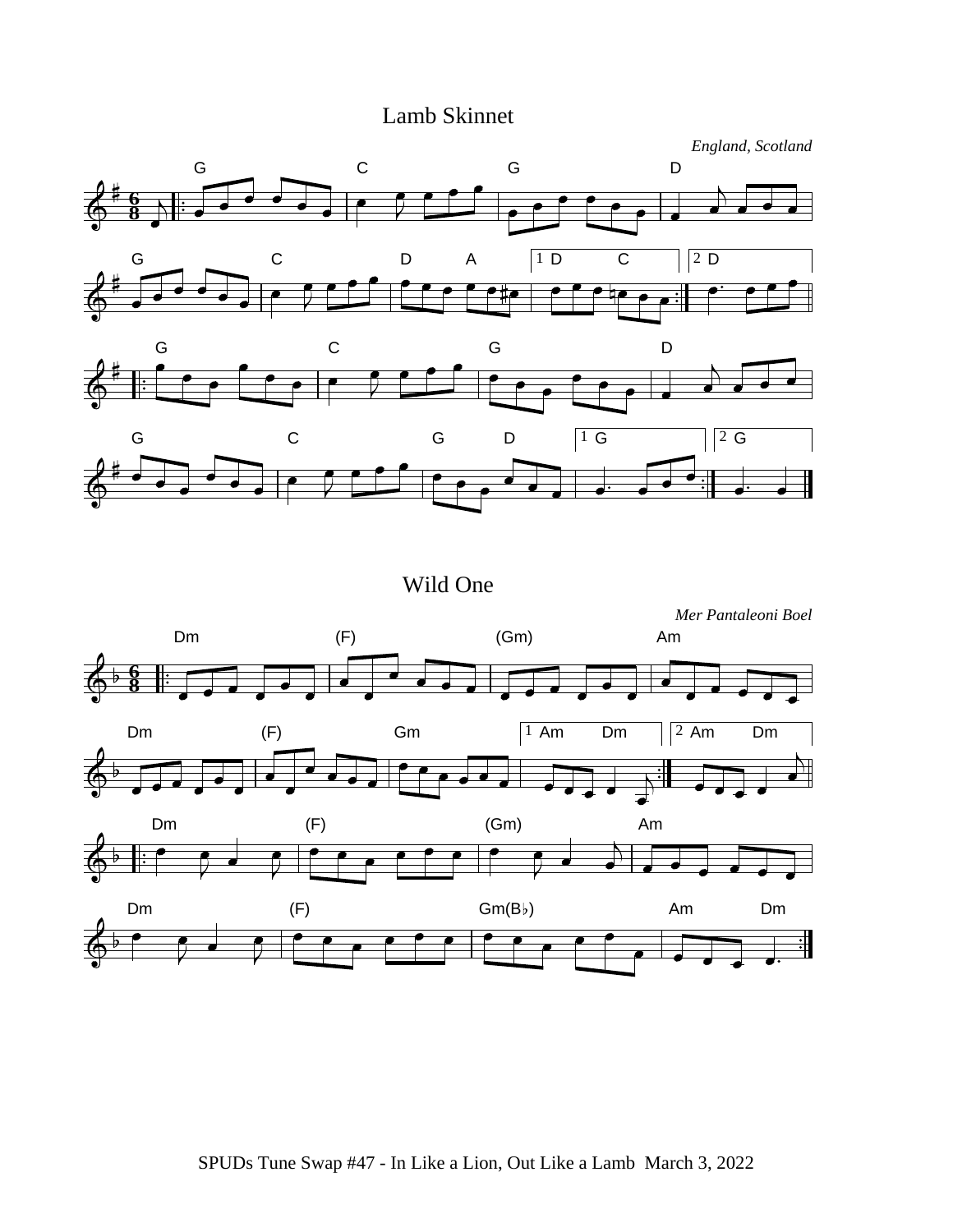## Lamb Skinnet

*England, Scotland*

## Wild One

*Mer Pantaleoni Boel*

SPUDs Tune Swap #47 - In Like a Lion, Out Like a Lamb March 3, 2022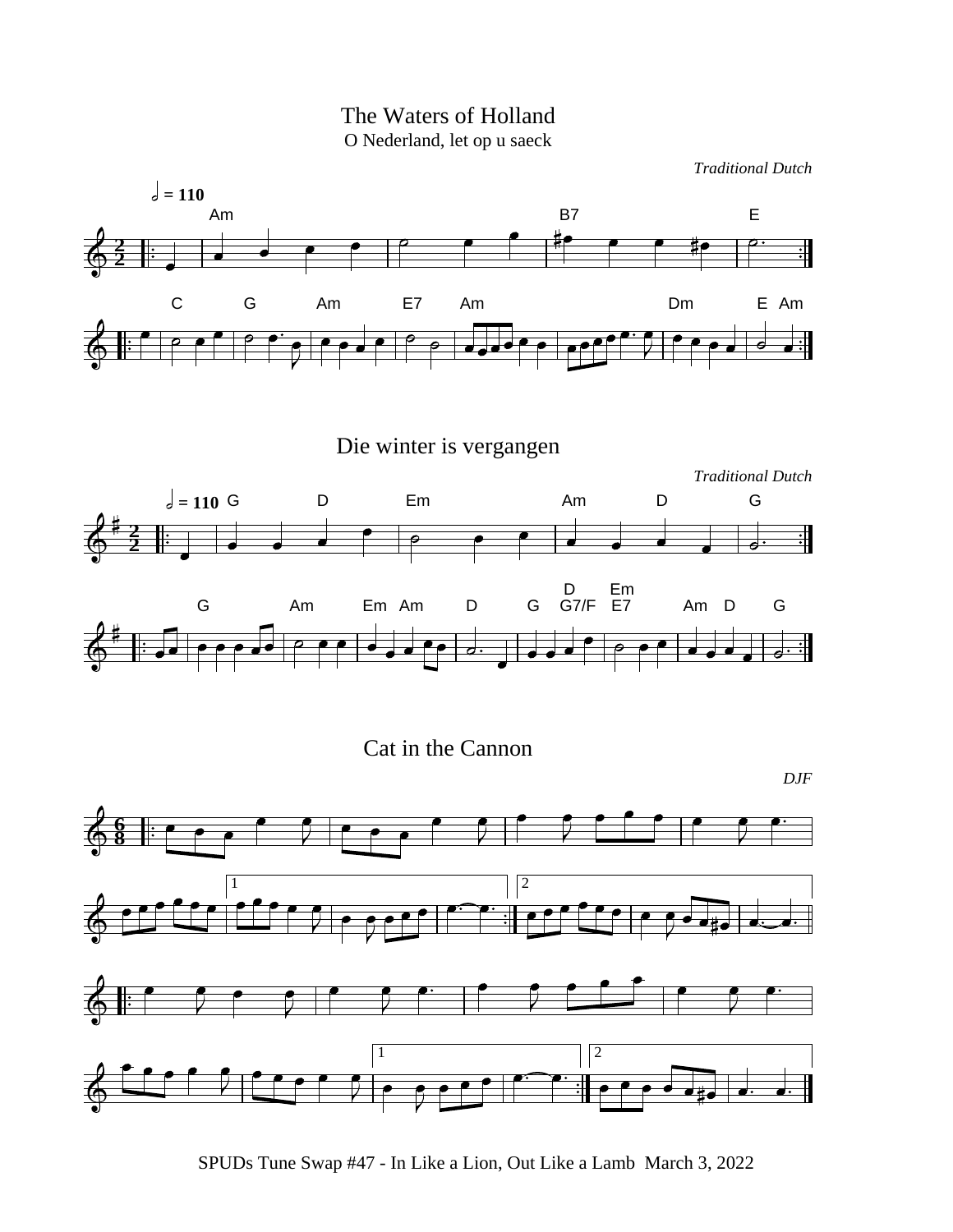# The Waters of Holland

O Nederland, let op u saeck

*Traditional Dutch*

# Die winter is vergangen

*Traditional Dutch*

# Cat in the Cannon

*DJF*

SPUDs Tune Swap #47 - In Like a Lion, Out Like a Lamb March 3, 2022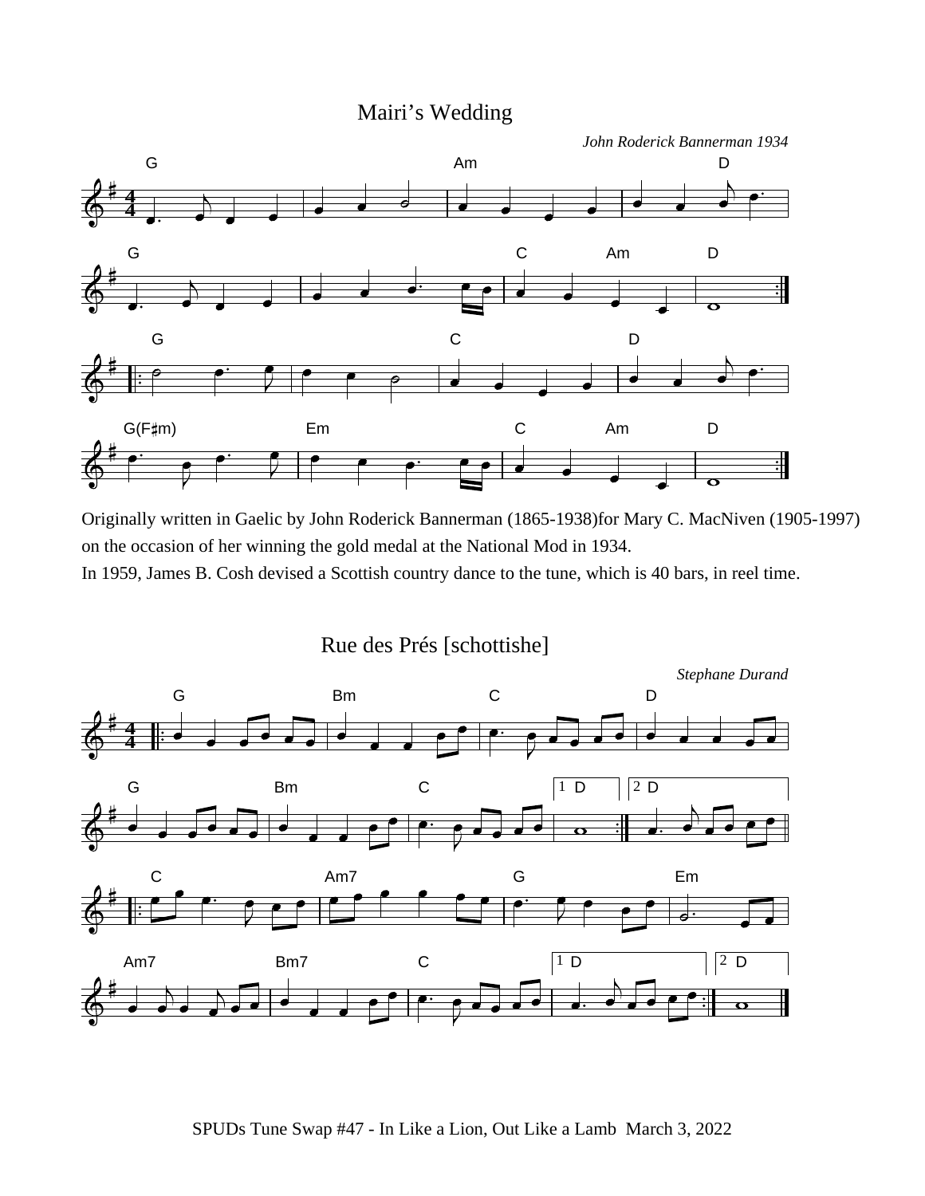# Mairi's Wedding

*John Roderick Bannerman 1934*

Originally written in Gaelic by John Roderick Bannerman (1865-1938)for Mary C. MacNiven (1905-1997) on the occasion of her winning the gold medal at the National Mod in 1934.
In 1959, James B. Cosh devised a Scottish country dance to the tune, which is 40 bars, in reel time.

# Rue des Prés [schottishe]

*Stephane Durand*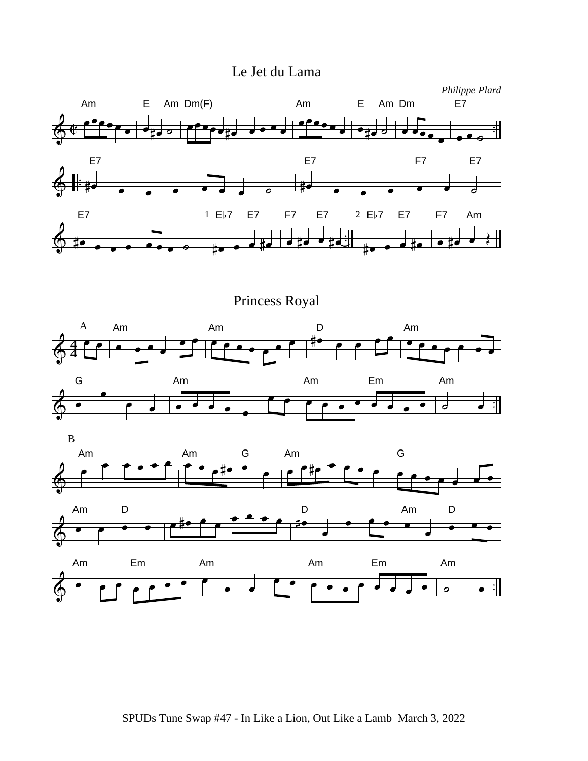# Le Jet du Lama

*Philippe Plard*

# Princess Royal

SPUDs Tune Swap #47 - In Like a Lion, Out Like a Lamb March 3, 2022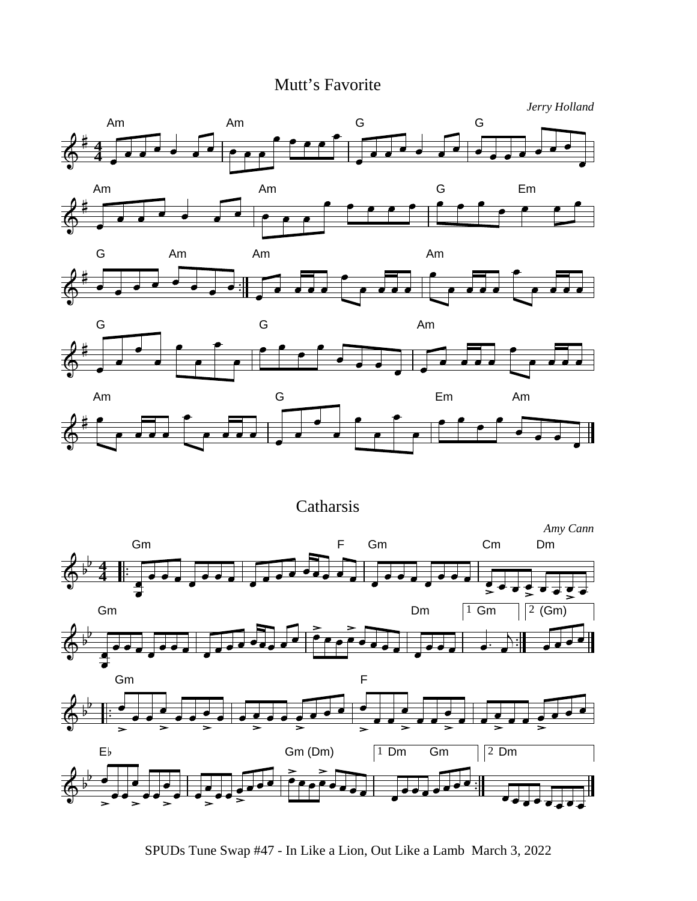# Mutt's Favorite

*Jerry Holland*

# Catharsis

*Amy Cann*

SPUDs Tune Swap #47 - In Like a Lion, Out Like a Lamb March 3, 2022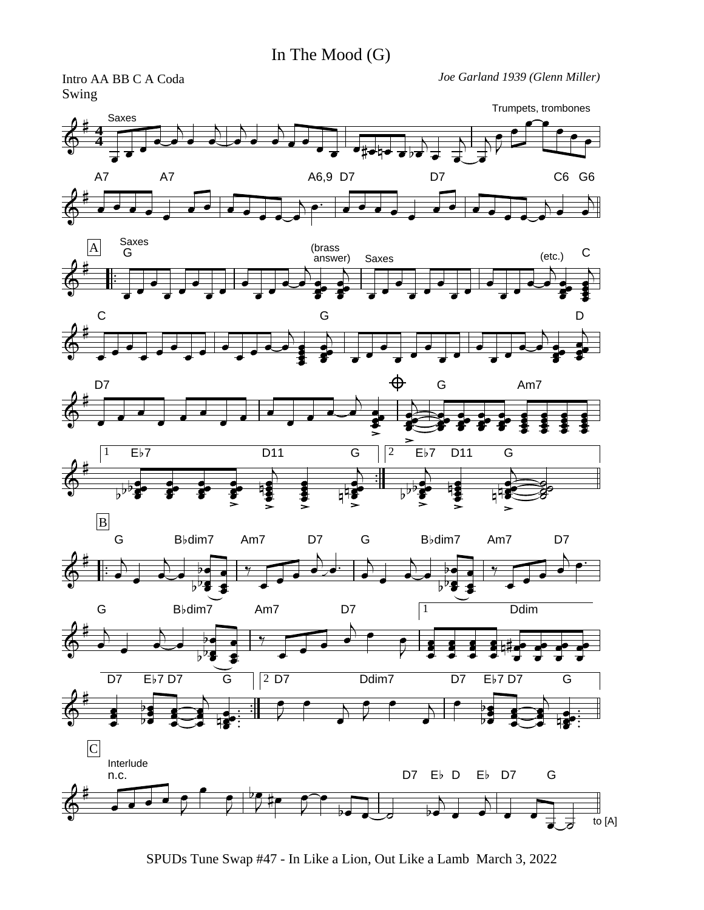# In The Mood (G)

Intro AA BB C A Coda
Swing

*Joe Garland 1939 (Glenn Miller)*

SPUDs Tune Swap #47 - In Like a Lion, Out Like a Lamb March 3, 2022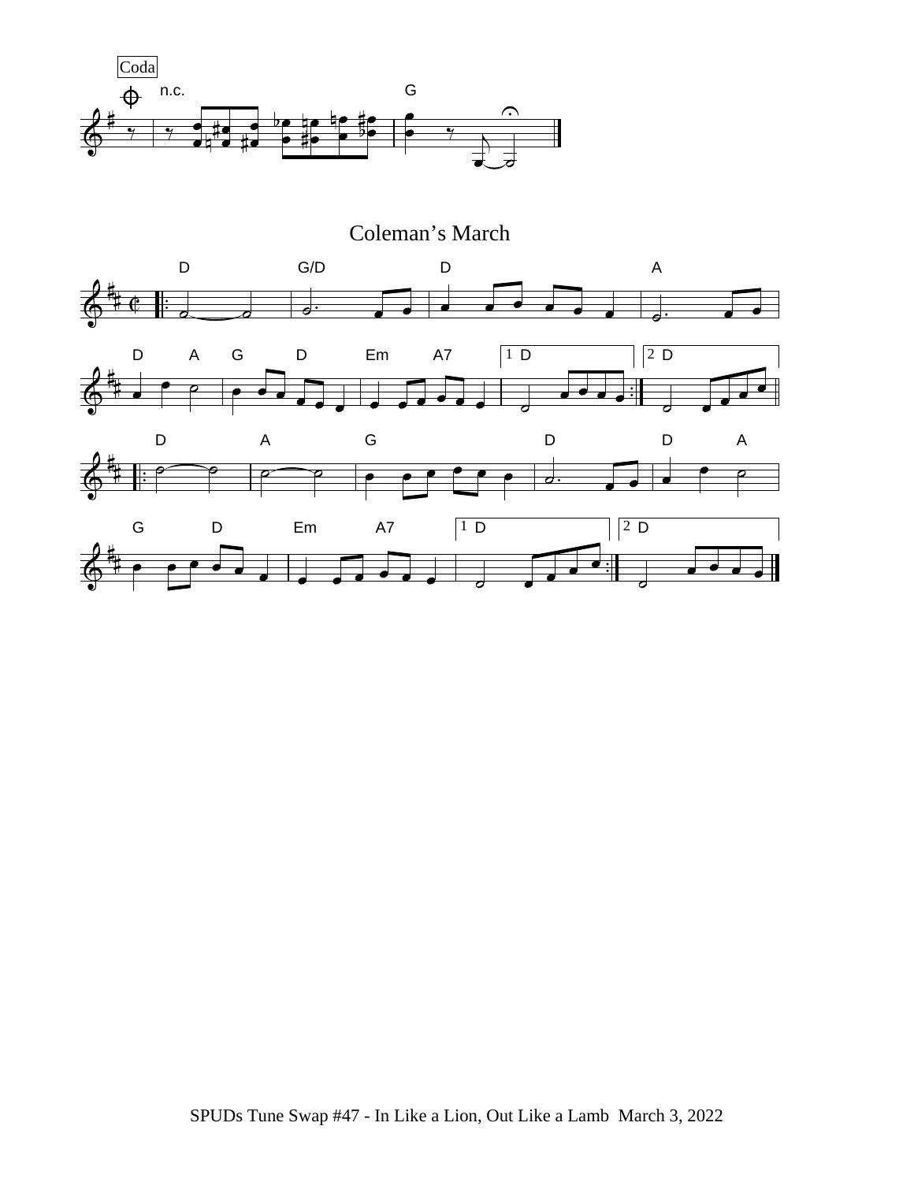Coda

# Coleman's March

SPUDs Tune Swap #47 - In Like a Lion, Out Like a Lamb March 3, 2022